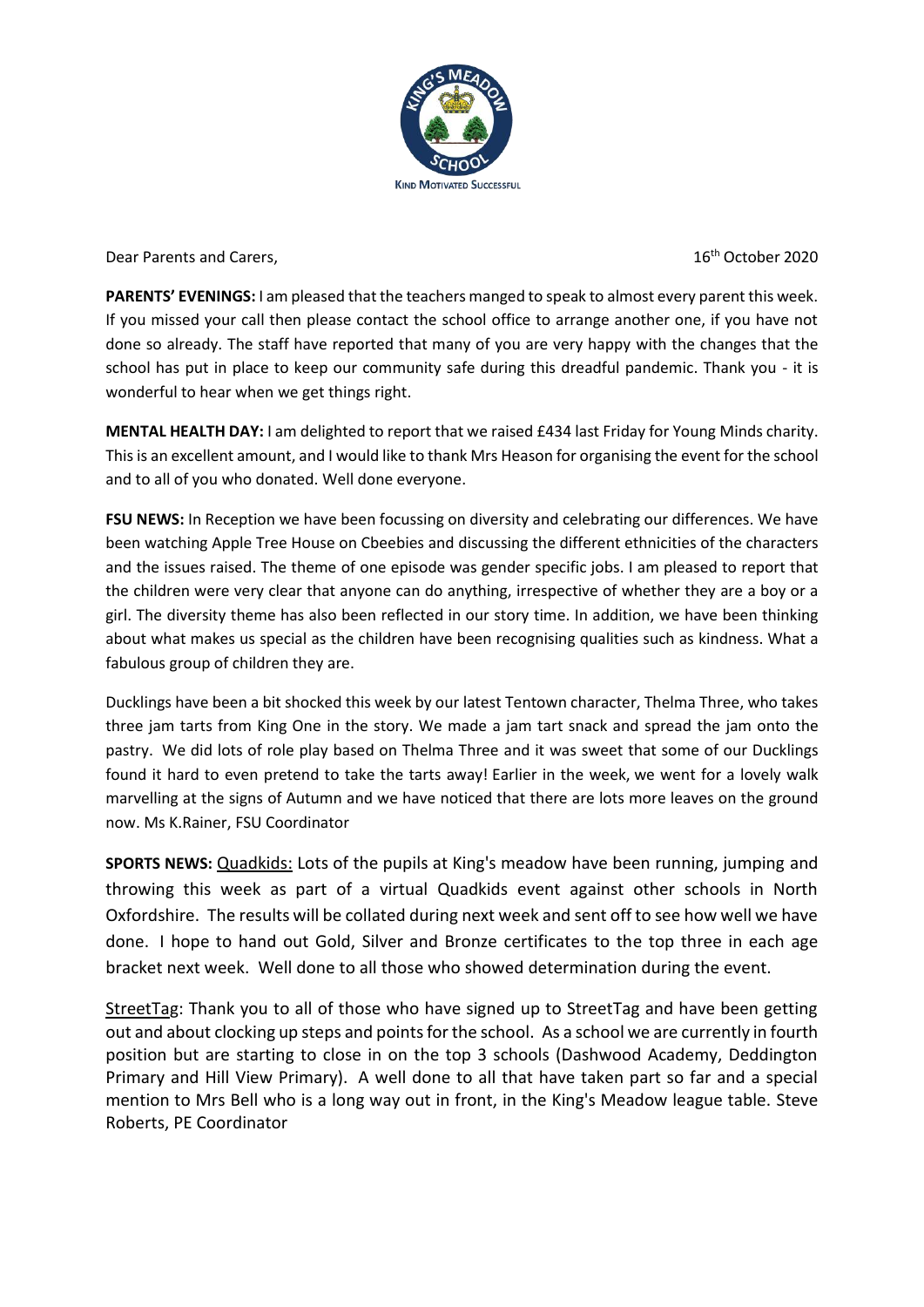KIND MOTIVATED SUCCESSFUL

Dear Parents and Carers, 16th October 2020

**PARENTS' EVENINGS:** I am pleased that the teachers manged to speak to almost every parent this week. If you missed your call then please contact the school office to arrange another one, if you have not done so already. The staff have reported that many of you are very happy with the changes that the school has put in place to keep our community safe during this dreadful pandemic. Thank you - it is wonderful to hear when we get things right.

**MENTAL HEALTH DAY:** I am delighted to report that we raised £434 last Friday for Young Minds charity. This is an excellent amount, and I would like to thank Mrs Heason for organising the event for the school and to all of you who donated. Well done everyone.

**FSU NEWS:** In Reception we have been focussing on diversity and celebrating our differences. We have been watching Apple Tree House on Cbeebies and discussing the different ethnicities of the characters and the issues raised. The theme of one episode was gender specific jobs. I am pleased to report that the children were very clear that anyone can do anything, irrespective of whether they are a boy or a girl. The diversity theme has also been reflected in our story time. In addition, we have been thinking about what makes us special as the children have been recognising qualities such as kindness. What a fabulous group of children they are.

Ducklings have been a bit shocked this week by our latest Tentown character, Thelma Three, who takes three jam tarts from King One in the story. We made a jam tart snack and spread the jam onto the pastry. We did lots of role play based on Thelma Three and it was sweet that some of our Ducklings found it hard to even pretend to take the tarts away! Earlier in the week, we went for a lovely walk marvelling at the signs of Autumn and we have noticed that there are lots more leaves on the ground now. Ms K.Rainer, FSU Coordinator

**SPORTS NEWS:** Quadkids: Lots of the pupils at King's meadow have been running, jumping and throwing this week as part of a virtual Quadkids event against other schools in North Oxfordshire. The results will be collated during next week and sent off to see how well we have done. I hope to hand out Gold, Silver and Bronze certificates to the top three in each age bracket next week. Well done to all those who showed determination during the event.

StreetTag: Thank you to all of those who have signed up to StreetTag and have been getting out and about clocking up steps and points for the school. As a school we are currently in fourth position but are starting to close in on the top 3 schools (Dashwood Academy, Deddington Primary and Hill View Primary). A well done to all that have taken part so far and a special mention to Mrs Bell who is a long way out in front, in the King's Meadow league table. Steve Roberts, PE Coordinator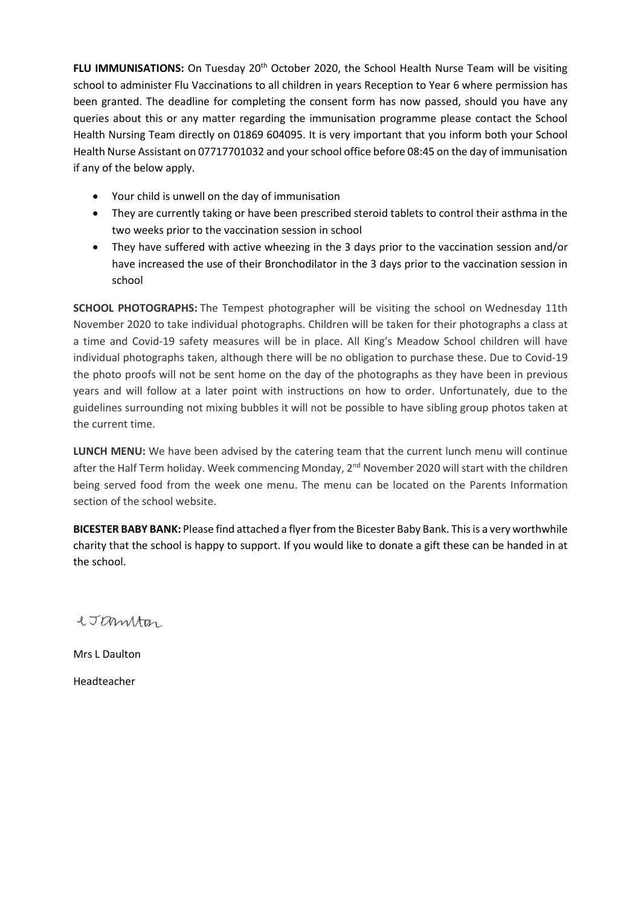**FLU IMMUNISATIONS:** On Tuesday 20th October 2020, the School Health Nurse Team will be visiting school to administer Flu Vaccinations to all children in years Reception to Year 6 where permission has been granted. The deadline for completing the consent form has now passed, should you have any queries about this or any matter regarding the immunisation programme please contact the School Health Nursing Team directly on 01869 604095. It is very important that you inform both your School Health Nurse Assistant on 07717701032 and your school office before 08:45 on the day of immunisation if any of the below apply.

- Your child is unwell on the day of immunisation
- They are currently taking or have been prescribed steroid tablets to control their asthma in the two weeks prior to the vaccination session in school
- They have suffered with active wheezing in the 3 days prior to the vaccination session and/or have increased the use of their Bronchodilator in the 3 days prior to the vaccination session in school

**SCHOOL PHOTOGRAPHS:** The Tempest photographer will be visiting the school on Wednesday 11th November 2020 to take individual photographs. Children will be taken for their photographs a class at a time and Covid-19 safety measures will be in place. All King's Meadow School children will have individual photographs taken, although there will be no obligation to purchase these. Due to Covid-19 the photo proofs will not be sent home on the day of the photographs as they have been in previous years and will follow at a later point with instructions on how to order. Unfortunately, due to the guidelines surrounding not mixing bubbles it will not be possible to have sibling group photos taken at the current time.

**LUNCH MENU:** We have been advised by the catering team that the current lunch menu will continue after the Half Term holiday. Week commencing Monday, 2nd November 2020 will start with the children being served food from the week one menu. The menu can be located on the Parents Information section of the school website.

**BICESTER BABY BANK:** Please find attached a flyer from the Bicester Baby Bank. This is a very worthwhile charity that the school is happy to support. If you would like to donate a gift these can be handed in at the school.

L J Daulton

Mrs L Daulton

Headteacher